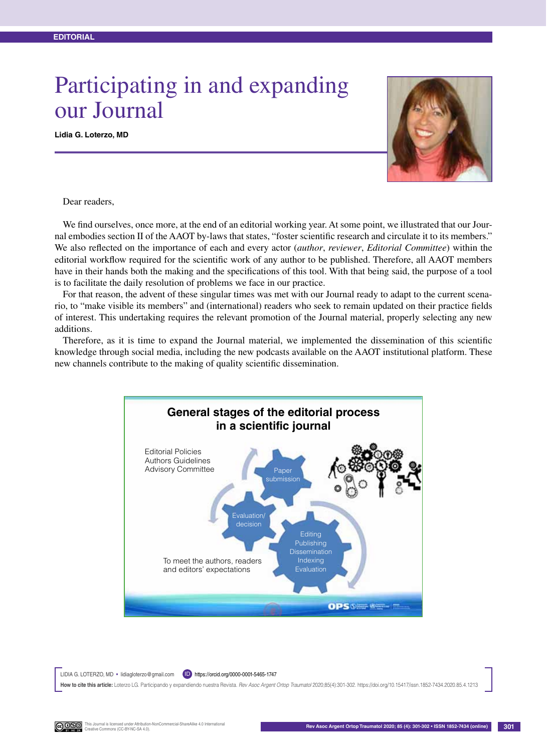EDITORIAL

# Participating in and expanding our Journal

**Lidia G. Loterzo, MD**

Dear readers,

We find ourselves, once more, at the end of an editorial working year. At some point, we illustrated that our Journal embodies section II of the AAOT by-laws that states, "foster scientific research and circulate it to its members." We also reflected on the importance of each and every actor (*author*, *reviewer*, *Editorial Committee*) within the editorial workflow required for the scientific work of any author to be published. Therefore, all AAOT members have in their hands both the making and the specifications of this tool. With that being said, the purpose of a tool is to facilitate the daily resolution of problems we face in our practice.

For that reason, the advent of these singular times was met with our Journal ready to adapt to the current scenario, to "make visible its members" and (international) readers who seek to remain updated on their practice fields of interest. This undertaking requires the relevant promotion of the Journal material, properly selecting any new additions.

Therefore, as it is time to expand the Journal material, we implemented the dissemination of this scientific knowledge through social media, including the new podcasts available on the AAOT institutional platform. These new channels contribute to the making of quality scientific dissemination.

**General stages of the editorial process in a scientific journal**

Editorial Policies
Authors Guidelines
Advisory Committee

Paper submission

Evaluation/ decision

Editing
Publishing
Dissemination
Indexing
Evaluation

To meet the authors, readers and editors' expectations

LIDIA G. LOTERZO, MD • lidiagloterzo@gmail.com  https://orcid.org/0000-0001-5465-1747

**How to cite this article:** Loterzo LG. Participando y expandiendo nuestra Revista. *Rev Asoc Argent Ortop Traumatol* 2020;85(4):301-302. https://doi.org/10.15417/issn.1852-7434.2020.85.4.1213

This Journal is licensed under Attribution-NonCommercial-ShareAlike 4.0 International Creative Commons (CC-BY-NC-SA 4.0).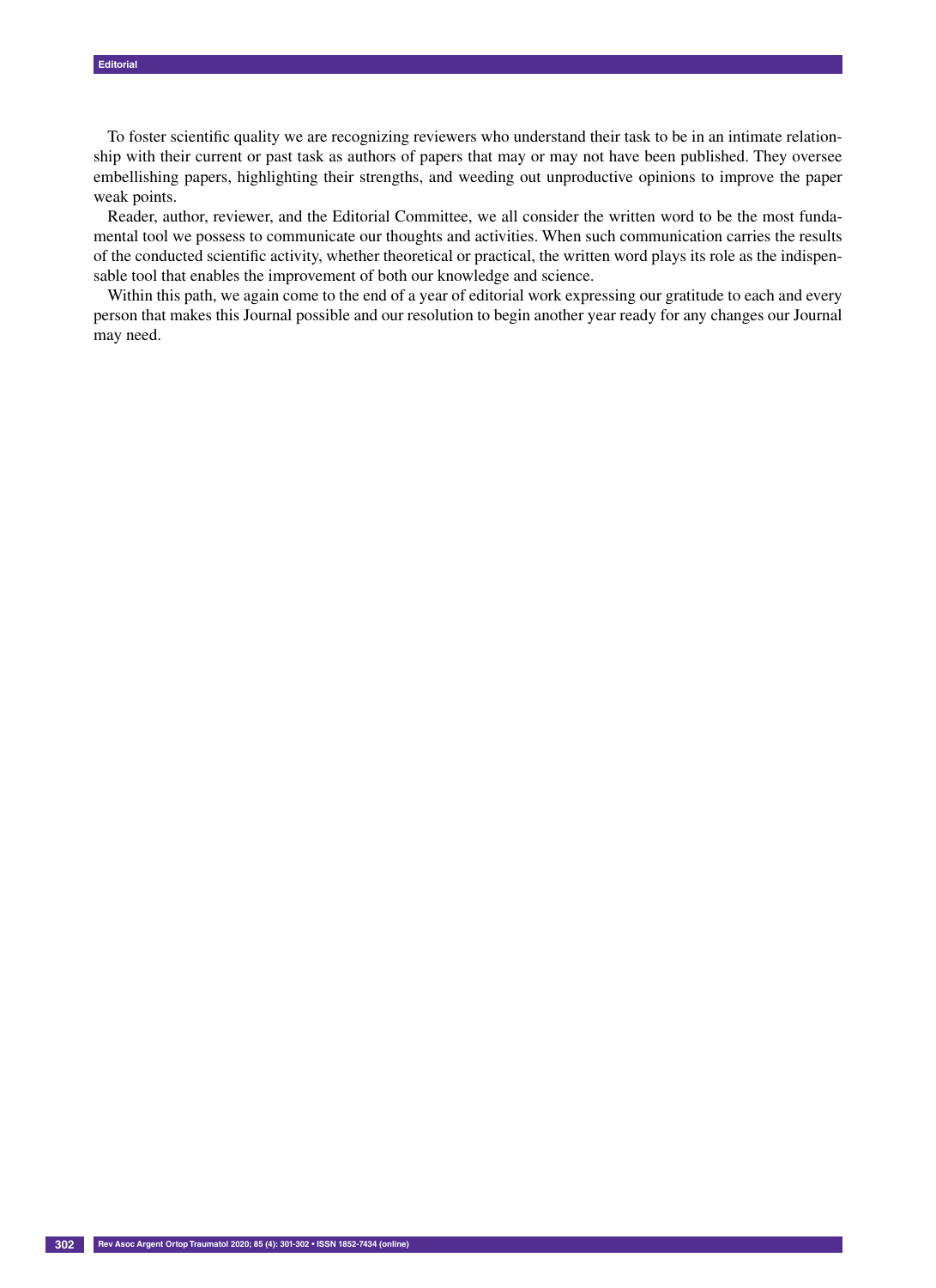To foster scientific quality we are recognizing reviewers who understand their task to be in an intimate relationship with their current or past task as authors of papers that may or may not have been published. They oversee embellishing papers, highlighting their strengths, and weeding out unproductive opinions to improve the paper weak points.

Reader, author, reviewer, and the Editorial Committee, we all consider the written word to be the most fundamental tool we possess to communicate our thoughts and activities. When such communication carries the results of the conducted scientific activity, whether theoretical or practical, the written word plays its role as the indispensable tool that enables the improvement of both our knowledge and science.

Within this path, we again come to the end of a year of editorial work expressing our gratitude to each and every person that makes this Journal possible and our resolution to begin another year ready for any changes our Journal may need.